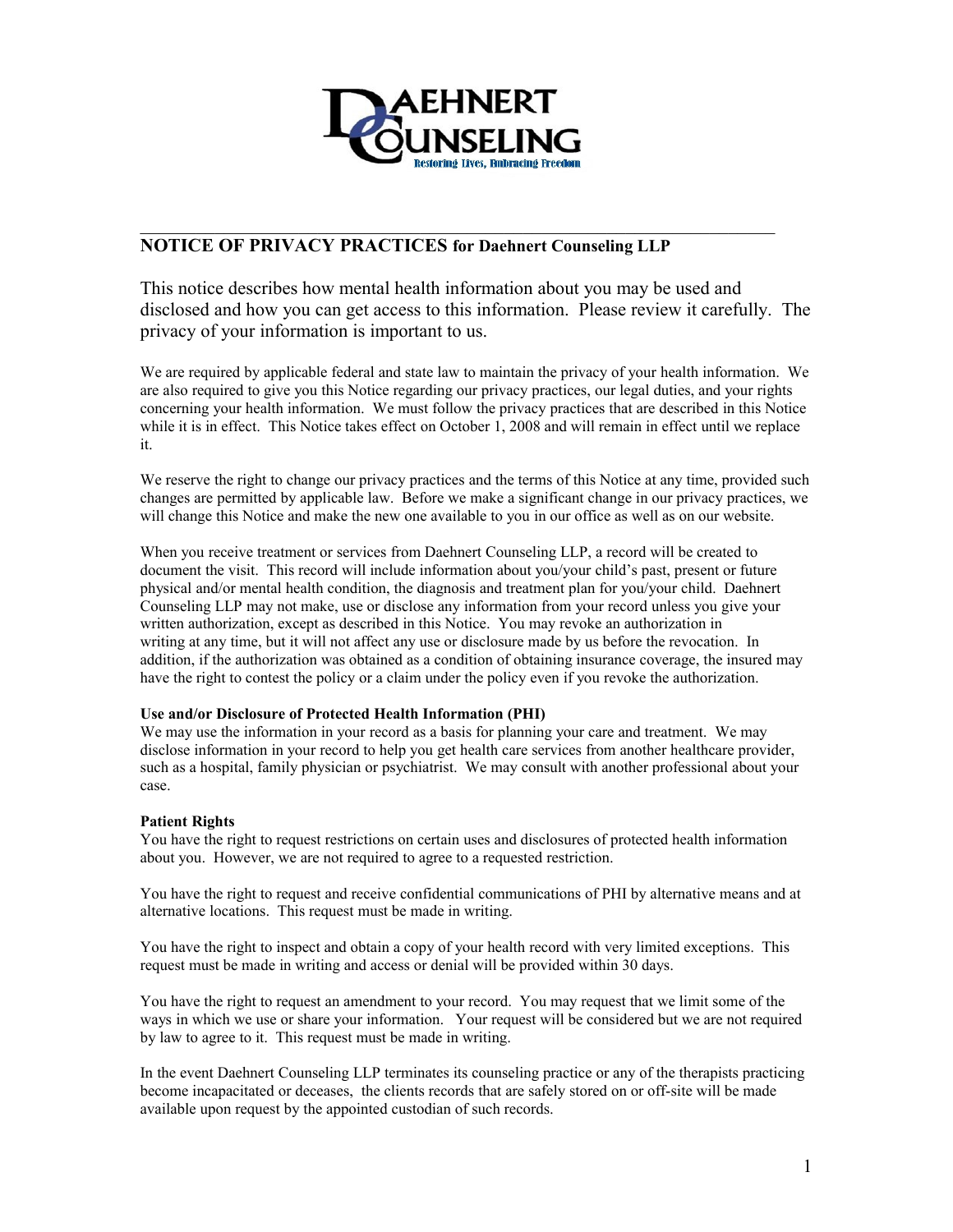DAEHNERT COUNSELING

Restoring Lives, Embracing Freedom

## NOTICE OF PRIVACY PRACTICES for Daehnert Counseling LLP

This notice describes how mental health information about you may be used and disclosed and how you can get access to this information. Please review it carefully. The privacy of your information is important to us.

We are required by applicable federal and state law to maintain the privacy of your health information. We are also required to give you this Notice regarding our privacy practices, our legal duties, and your rights concerning your health information. We must follow the privacy practices that are described in this Notice while it is in effect. This Notice takes effect on October 1, 2008 and will remain in effect until we replace it.

We reserve the right to change our privacy practices and the terms of this Notice at any time, provided such changes are permitted by applicable law. Before we make a significant change in our privacy practices, we will change this Notice and make the new one available to you in our office as well as on our website.

When you receive treatment or services from Daehnert Counseling LLP, a record will be created to document the visit. This record will include information about you/your child's past, present or future physical and/or mental health condition, the diagnosis and treatment plan for you/your child. Daehnert Counseling LLP may not make, use or disclose any information from your record unless you give your written authorization, except as described in this Notice. You may revoke an authorization in writing at any time, but it will not affect any use or disclosure made by us before the revocation. In addition, if the authorization was obtained as a condition of obtaining insurance coverage, the insured may have the right to contest the policy or a claim under the policy even if you revoke the authorization.

**Use and/or Disclosure of Protected Health Information (PHI)**

We may use the information in your record as a basis for planning your care and treatment. We may disclose information in your record to help you get health care services from another healthcare provider, such as a hospital, family physician or psychiatrist. We may consult with another professional about your case.

**Patient Rights**

You have the right to request restrictions on certain uses and disclosures of protected health information about you. However, we are not required to agree to a requested restriction.

You have the right to request and receive confidential communications of PHI by alternative means and at alternative locations. This request must be made in writing.

You have the right to inspect and obtain a copy of your health record with very limited exceptions. This request must be made in writing and access or denial will be provided within 30 days.

You have the right to request an amendment to your record. You may request that we limit some of the ways in which we use or share your information. Your request will be considered but we are not required by law to agree to it. This request must be made in writing.

In the event Daehnert Counseling LLP terminates its counseling practice or any of the therapists practicing become incapacitated or deceases, the clients records that are safely stored on or off-site will be made available upon request by the appointed custodian of such records.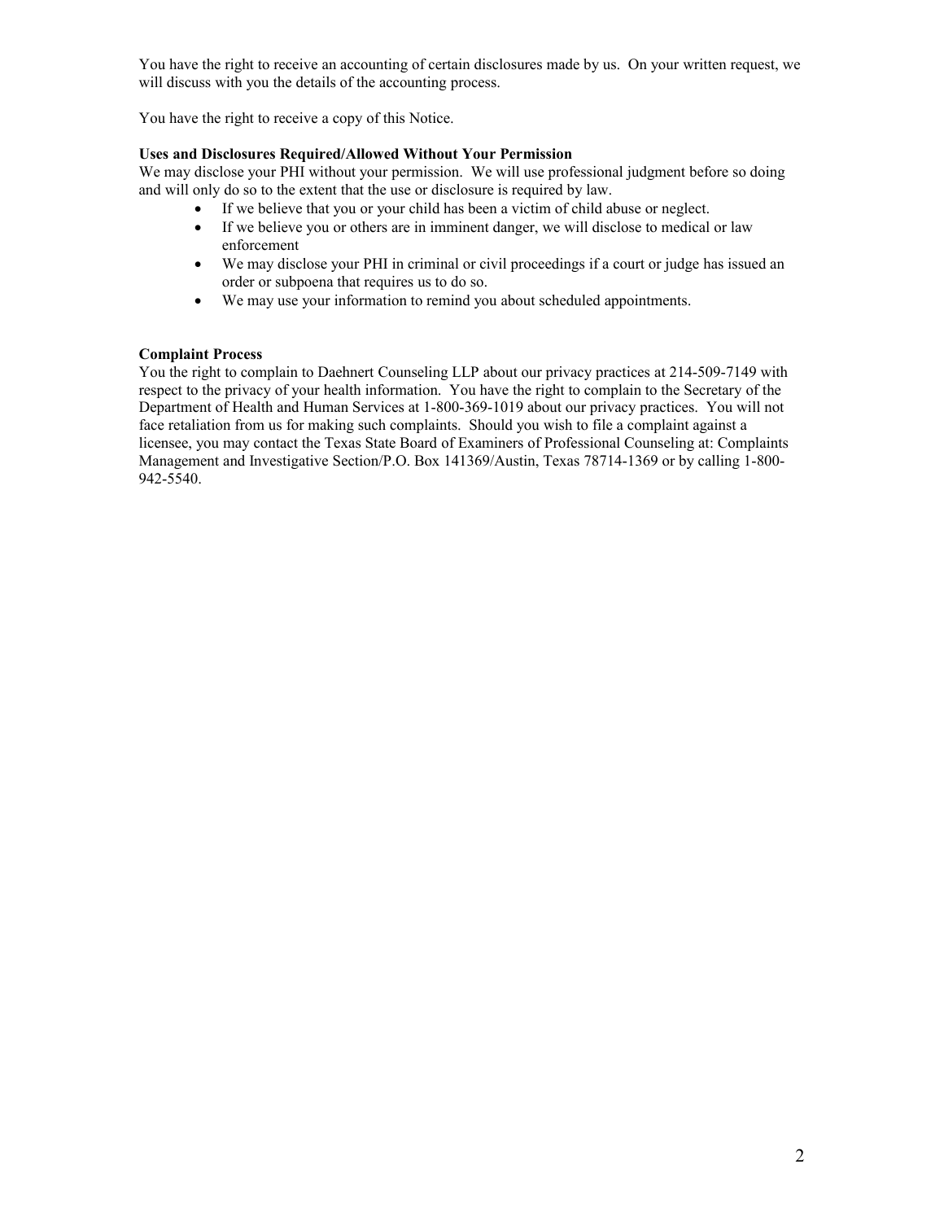You have the right to receive an accounting of certain disclosures made by us. On your written request, we will discuss with you the details of the accounting process.

You have the right to receive a copy of this Notice.

**Uses and Disclosures Required/Allowed Without Your Permission**

We may disclose your PHI without your permission. We will use professional judgment before so doing and will only do so to the extent that the use or disclosure is required by law.

- If we believe that you or your child has been a victim of child abuse or neglect.
- If we believe you or others are in imminent danger, we will disclose to medical or law enforcement
- We may disclose your PHI in criminal or civil proceedings if a court or judge has issued an order or subpoena that requires us to do so.
- We may use your information to remind you about scheduled appointments.

**Complaint Process**

You the right to complain to Daehnert Counseling LLP about our privacy practices at 214-509-7149 with respect to the privacy of your health information. You have the right to complain to the Secretary of the Department of Health and Human Services at 1-800-369-1019 about our privacy practices. You will not face retaliation from us for making such complaints. Should you wish to file a complaint against a licensee, you may contact the Texas State Board of Examiners of Professional Counseling at: Complaints Management and Investigative Section/P.O. Box 141369/Austin, Texas 78714-1369 or by calling 1-800-942-5540.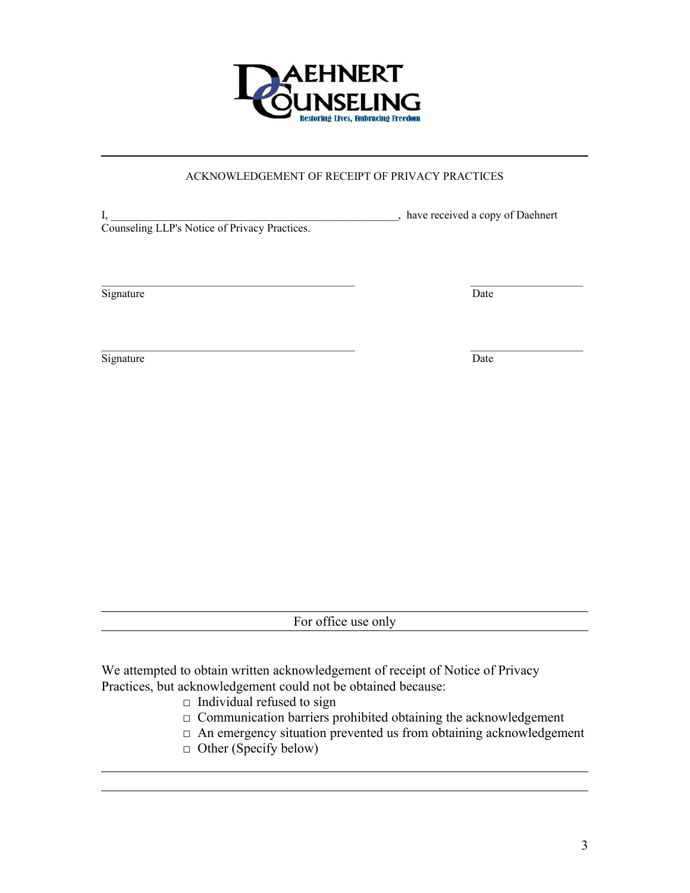DAEHNERT COUNSELING
Restoring Lives, Embracing Freedom

---

ACKNOWLEDGEMENT OF RECEIPT OF PRIVACY PRACTICES

I, _______________________________________________________, have received a copy of Daehnert Counseling LLP's Notice of Privacy Practices.

_______________________________________________ &nbsp;&nbsp;&nbsp;&nbsp;&nbsp;&nbsp;&nbsp;&nbsp; _____________________
Signature &nbsp;&nbsp;&nbsp;&nbsp;&nbsp;&nbsp;&nbsp;&nbsp;&nbsp;&nbsp;&nbsp;&nbsp;&nbsp;&nbsp;&nbsp;&nbsp;&nbsp;&nbsp;&nbsp;&nbsp;&nbsp;&nbsp;&nbsp;&nbsp;&nbsp;&nbsp;&nbsp;&nbsp;&nbsp;&nbsp;&nbsp;&nbsp;&nbsp;&nbsp;&nbsp;&nbsp;&nbsp;&nbsp;&nbsp;&nbsp;&nbsp;&nbsp;&nbsp;&nbsp;&nbsp;&nbsp;&nbsp;&nbsp;&nbsp;&nbsp;&nbsp;&nbsp;&nbsp;&nbsp;&nbsp;&nbsp;&nbsp;&nbsp;&nbsp;&nbsp;&nbsp; Date

_______________________________________________ &nbsp;&nbsp;&nbsp;&nbsp;&nbsp;&nbsp;&nbsp;&nbsp; _____________________
Signature &nbsp;&nbsp;&nbsp;&nbsp;&nbsp;&nbsp;&nbsp;&nbsp;&nbsp;&nbsp;&nbsp;&nbsp;&nbsp;&nbsp;&nbsp;&nbsp;&nbsp;&nbsp;&nbsp;&nbsp;&nbsp;&nbsp;&nbsp;&nbsp;&nbsp;&nbsp;&nbsp;&nbsp;&nbsp;&nbsp;&nbsp;&nbsp;&nbsp;&nbsp;&nbsp;&nbsp;&nbsp;&nbsp;&nbsp;&nbsp;&nbsp;&nbsp;&nbsp;&nbsp;&nbsp;&nbsp;&nbsp;&nbsp;&nbsp;&nbsp;&nbsp;&nbsp;&nbsp;&nbsp;&nbsp;&nbsp;&nbsp;&nbsp;&nbsp;&nbsp;&nbsp; Date

---

For office use only

---

We attempted to obtain written acknowledgement of receipt of Notice of Privacy Practices, but acknowledgement could not be obtained because:

- □ Individual refused to sign
- □ Communication barriers prohibited obtaining the acknowledgement
- □ An emergency situation prevented us from obtaining acknowledgement
- □ Other (Specify below)

_____________________________________________________________________________

_____________________________________________________________________________